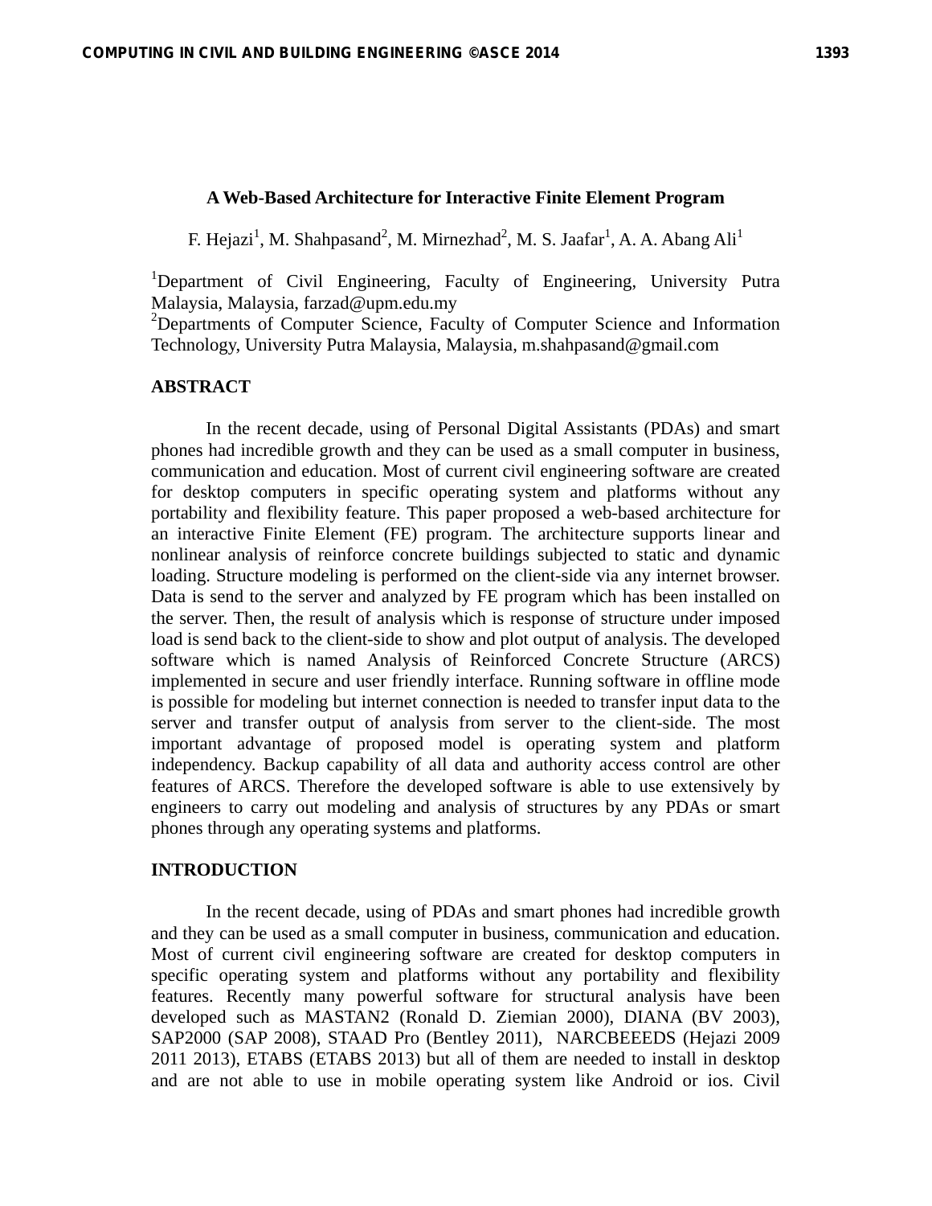# A Web-Based Architecture for Interactive Finite Element Program

F. Hejazi[1], M. Shahpasand[2], M. Mirnezhad[2], M. S. Jaafar[1], A. A. Abang Ali[1]

[1]Department of Civil Engineering, Faculty of Engineering, University Putra Malaysia, Malaysia, farzad@upm.edu.my
[2]Departments of Computer Science, Faculty of Computer Science and Information Technology, University Putra Malaysia, Malaysia, m.shahpasand@gmail.com

## ABSTRACT

In the recent decade, using of Personal Digital Assistants (PDAs) and smart phones had incredible growth and they can be used as a small computer in business, communication and education. Most of current civil engineering software are created for desktop computers in specific operating system and platforms without any portability and flexibility feature. This paper proposed a web-based architecture for an interactive Finite Element (FE) program. The architecture supports linear and nonlinear analysis of reinforce concrete buildings subjected to static and dynamic loading. Structure modeling is performed on the client-side via any internet browser. Data is send to the server and analyzed by FE program which has been installed on the server. Then, the result of analysis which is response of structure under imposed load is send back to the client-side to show and plot output of analysis. The developed software which is named Analysis of Reinforced Concrete Structure (ARCS) implemented in secure and user friendly interface. Running software in offline mode is possible for modeling but internet connection is needed to transfer input data to the server and transfer output of analysis from server to the client-side. The most important advantage of proposed model is operating system and platform independency. Backup capability of all data and authority access control are other features of ARCS. Therefore the developed software is able to use extensively by engineers to carry out modeling and analysis of structures by any PDAs or smart phones through any operating systems and platforms.

## INTRODUCTION

In the recent decade, using of PDAs and smart phones had incredible growth and they can be used as a small computer in business, communication and education. Most of current civil engineering software are created for desktop computers in specific operating system and platforms without any portability and flexibility features. Recently many powerful software for structural analysis have been developed such as MASTAN2 (Ronald D. Ziemian 2000), DIANA (BV 2003), SAP2000 (SAP 2008), STAAD Pro (Bentley 2011), NARCBEEEDS (Hejazi 2009 2011 2013), ETABS (ETABS 2013) but all of them are needed to install in desktop and are not able to use in mobile operating system like Android or ios. Civil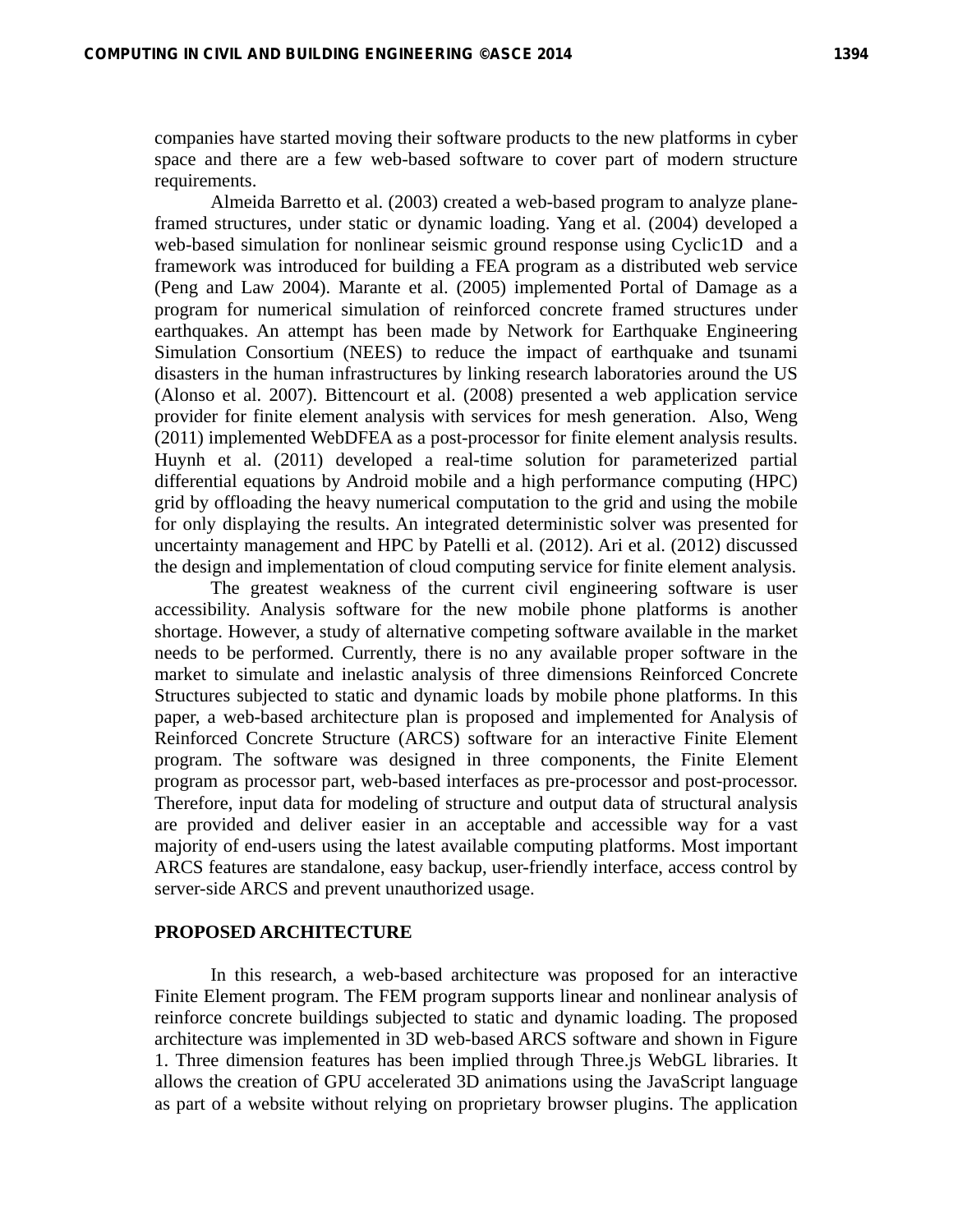companies have started moving their software products to the new platforms in cyber space and there are a few web-based software to cover part of modern structure requirements.

Almeida Barretto et al. (2003) created a web-based program to analyze plane-framed structures, under static or dynamic loading. Yang et al. (2004) developed a web-based simulation for nonlinear seismic ground response using Cyclic1D and a framework was introduced for building a FEA program as a distributed web service (Peng and Law 2004). Marante et al. (2005) implemented Portal of Damage as a program for numerical simulation of reinforced concrete framed structures under earthquakes. An attempt has been made by Network for Earthquake Engineering Simulation Consortium (NEES) to reduce the impact of earthquake and tsunami disasters in the human infrastructures by linking research laboratories around the US (Alonso et al. 2007). Bittencourt et al. (2008) presented a web application service provider for finite element analysis with services for mesh generation. Also, Weng (2011) implemented WebDFEA as a post-processor for finite element analysis results. Huynh et al. (2011) developed a real-time solution for parameterized partial differential equations by Android mobile and a high performance computing (HPC) grid by offloading the heavy numerical computation to the grid and using the mobile for only displaying the results. An integrated deterministic solver was presented for uncertainty management and HPC by Patelli et al. (2012). Ari et al. (2012) discussed the design and implementation of cloud computing service for finite element analysis.

The greatest weakness of the current civil engineering software is user accessibility. Analysis software for the new mobile phone platforms is another shortage. However, a study of alternative competing software available in the market needs to be performed. Currently, there is no any available proper software in the market to simulate and inelastic analysis of three dimensions Reinforced Concrete Structures subjected to static and dynamic loads by mobile phone platforms. In this paper, a web-based architecture plan is proposed and implemented for Analysis of Reinforced Concrete Structure (ARCS) software for an interactive Finite Element program. The software was designed in three components, the Finite Element program as processor part, web-based interfaces as pre-processor and post-processor. Therefore, input data for modeling of structure and output data of structural analysis are provided and deliver easier in an acceptable and accessible way for a vast majority of end-users using the latest available computing platforms. Most important ARCS features are standalone, easy backup, user-friendly interface, access control by server-side ARCS and prevent unauthorized usage.

## PROPOSED ARCHITECTURE

In this research, a web-based architecture was proposed for an interactive Finite Element program. The FEM program supports linear and nonlinear analysis of reinforce concrete buildings subjected to static and dynamic loading. The proposed architecture was implemented in 3D web-based ARCS software and shown in Figure 1. Three dimension features has been implied through Three.js WebGL libraries. It allows the creation of GPU accelerated 3D animations using the JavaScript language as part of a website without relying on proprietary browser plugins. The application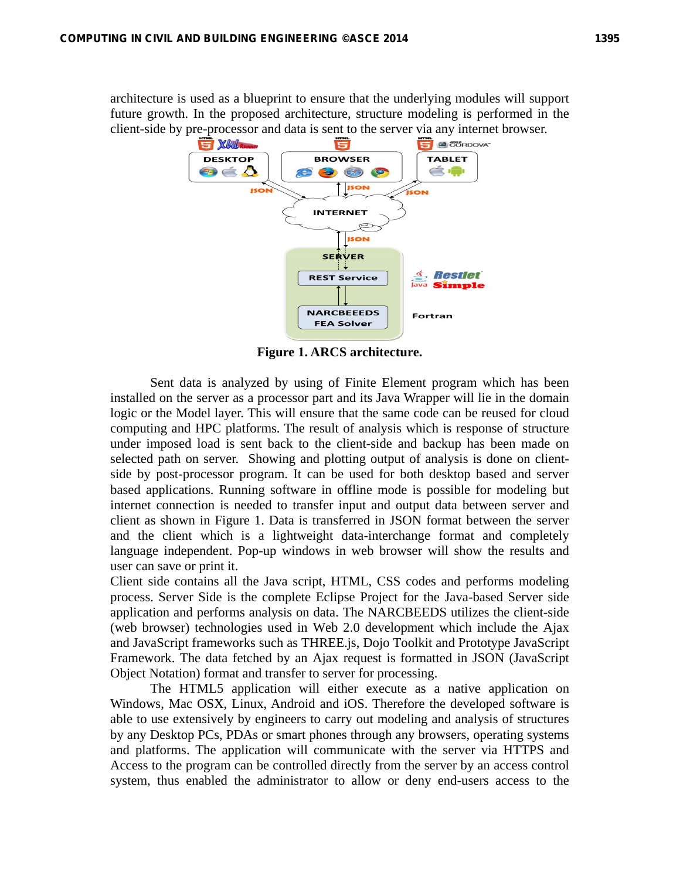architecture is used as a blueprint to ensure that the underlying modules will support future growth. In the proposed architecture, structure modeling is performed in the client-side by pre-processor and data is sent to the server via any internet browser.

DESKTOP
BROWSER
TABLET
JSON
JSON
JSON
INTERNET
JSON
SERVER
REST Service
NARCBEEEDS FEA Solver
Restlet
Simple
Java
Fortran
CORDOVA

**Figure 1. ARCS architecture.**

Sent data is analyzed by using of Finite Element program which has been installed on the server as a processor part and its Java Wrapper will lie in the domain logic or the Model layer. This will ensure that the same code can be reused for cloud computing and HPC platforms. The result of analysis which is response of structure under imposed load is sent back to the client-side and backup has been made on selected path on server. Showing and plotting output of analysis is done on client-side by post-processor program. It can be used for both desktop based and server based applications. Running software in offline mode is possible for modeling but internet connection is needed to transfer input and output data between server and client as shown in Figure 1. Data is transferred in JSON format between the server and the client which is a lightweight data-interchange format and completely language independent. Pop-up windows in web browser will show the results and user can save or print it.

Client side contains all the Java script, HTML, CSS codes and performs modeling process. Server Side is the complete Eclipse Project for the Java-based Server side application and performs analysis on data. The NARCBEEDS utilizes the client-side (web browser) technologies used in Web 2.0 development which include the Ajax and JavaScript frameworks such as THREE.js, Dojo Toolkit and Prototype JavaScript Framework. The data fetched by an Ajax request is formatted in JSON (JavaScript Object Notation) format and transfer to server for processing.

The HTML5 application will either execute as a native application on Windows, Mac OSX, Linux, Android and iOS. Therefore the developed software is able to use extensively by engineers to carry out modeling and analysis of structures by any Desktop PCs, PDAs or smart phones through any browsers, operating systems and platforms. The application will communicate with the server via HTTPS and Access to the program can be controlled directly from the server by an access control system, thus enabled the administrator to allow or deny end-users access to the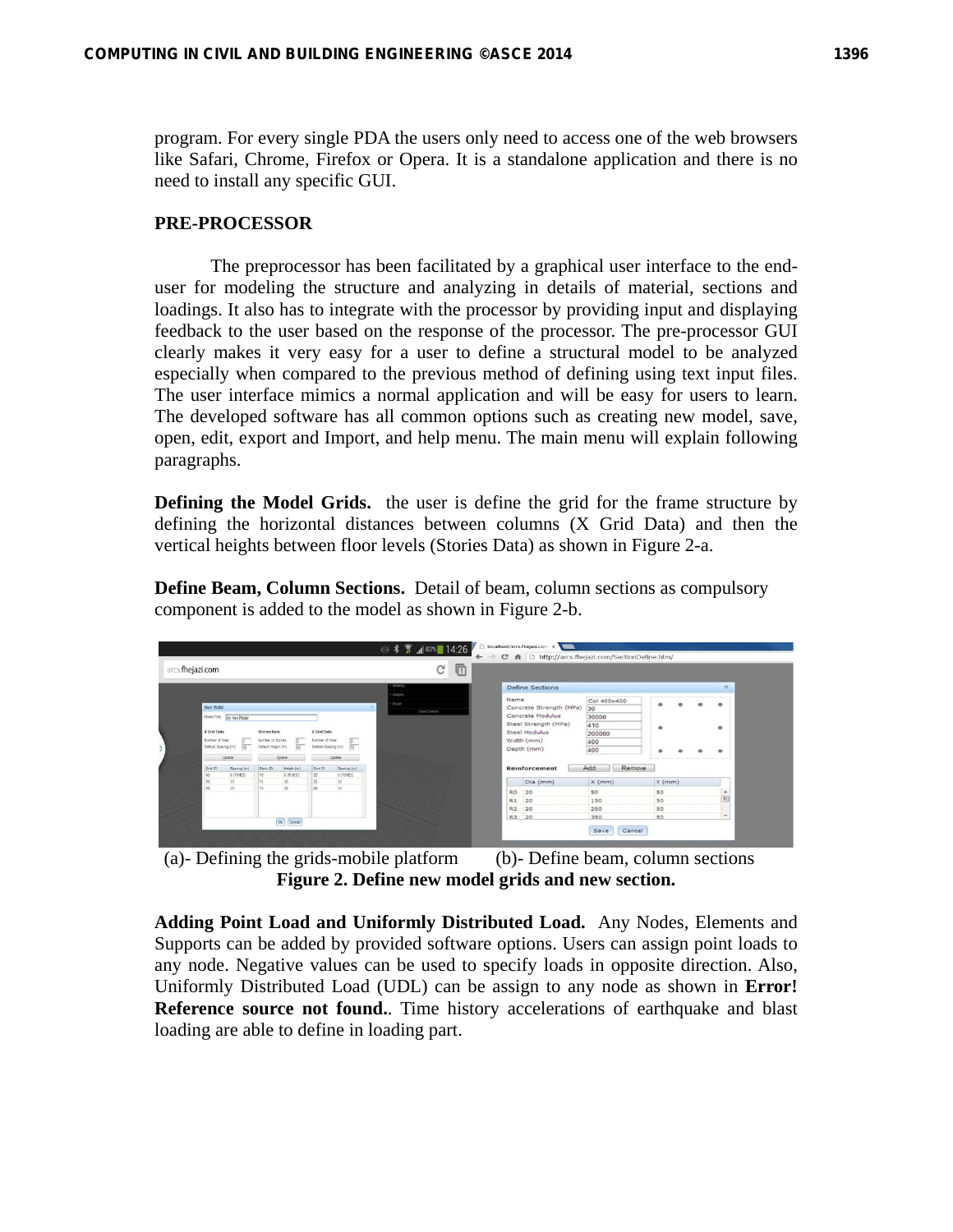program. For every single PDA the users only need to access one of the web browsers like Safari, Chrome, Firefox or Opera. It is a standalone application and there is no need to install any specific GUI.

## PRE-PROCESSOR

The preprocessor has been facilitated by a graphical user interface to the end-user for modeling the structure and analyzing in details of material, sections and loadings. It also has to integrate with the processor by providing input and displaying feedback to the user based on the response of the processor. The pre-processor GUI clearly makes it very easy for a user to define a structural model to be analyzed especially when compared to the previous method of defining using text input files. The user interface mimics a normal application and will be easy for users to learn. The developed software has all common options such as creating new model, save, open, edit, export and Import, and help menu. The main menu will explain following paragraphs.

**Defining the Model Grids.** the user is define the grid for the frame structure by defining the horizontal distances between columns (X Grid Data) and then the vertical heights between floor levels (Stories Data) as shown in Figure 2-a.

**Define Beam, Column Sections.** Detail of beam, column sections as compulsory component is added to the model as shown in Figure 2-b.

(a)- Defining the grids-mobile platform (b)- Define beam, column sections

**Figure 2. Define new model grids and new section.**

**Adding Point Load and Uniformly Distributed Load.** Any Nodes, Elements and Supports can be added by provided software options. Users can assign point loads to any node. Negative values can be used to specify loads in opposite direction. Also, Uniformly Distributed Load (UDL) can be assign to any node as shown in **Error! Reference source not found.**. Time history accelerations of earthquake and blast loading are able to define in loading part.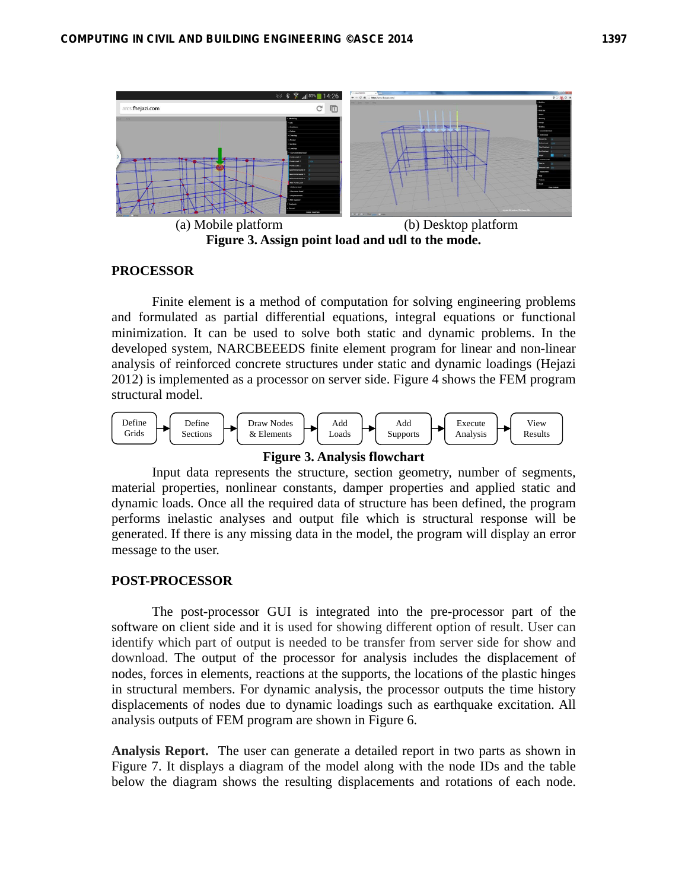(a) Mobile platform (b) Desktop platform

**Figure 3. Assign point load and udl to the mode.**

## PROCESSOR

Finite element is a method of computation for solving engineering problems and formulated as partial differential equations, integral equations or functional minimization. It can be used to solve both static and dynamic problems. In the developed system, NARCBEEEDS finite element program for linear and non-linear analysis of reinforced concrete structures under static and dynamic loadings (Hejazi 2012) is implemented as a processor on server side. Figure 4 shows the FEM program structural model.

Define Grids → Define Sections → Draw Nodes & Elements → Add Loads → Add Supports → Execute Analysis → View Results

**Figure 3. Analysis flowchart**

Input data represents the structure, section geometry, number of segments, material properties, nonlinear constants, damper properties and applied static and dynamic loads. Once all the required data of structure has been defined, the program performs inelastic analyses and output file which is structural response will be generated. If there is any missing data in the model, the program will display an error message to the user.

## POST-PROCESSOR

The post-processor GUI is integrated into the pre-processor part of the software on client side and it is used for showing different option of result. User can identify which part of output is needed to be transfer from server side for show and download. The output of the processor for analysis includes the displacement of nodes, forces in elements, reactions at the supports, the locations of the plastic hinges in structural members. For dynamic analysis, the processor outputs the time history displacements of nodes due to dynamic loadings such as earthquake excitation. All analysis outputs of FEM program are shown in Figure 6.

**Analysis Report.** The user can generate a detailed report in two parts as shown in Figure 7. It displays a diagram of the model along with the node IDs and the table below the diagram shows the resulting displacements and rotations of each node.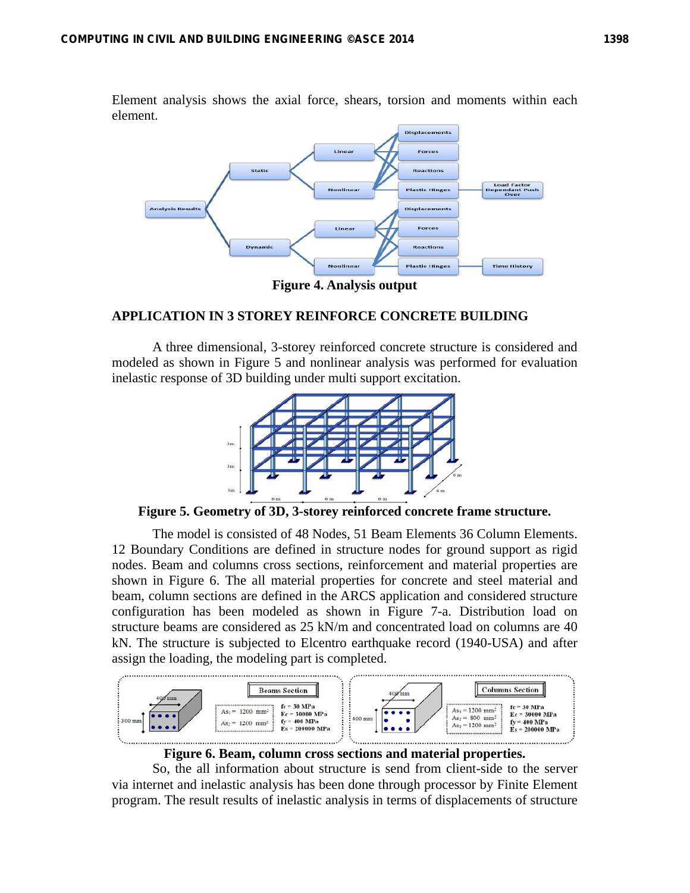Element analysis shows the axial force, shears, torsion and moments within each element.

Analysis Results

Static

Dynamic

Linear

Nonlinear

Linear

Nonlinear

Displacements

Forces

Reactions

Plastic Hinges

Load Factor Dependant Push Over

Displacements

Forces

Reactions

Plastic Hinges

Time History

**Figure 4. Analysis output**

## APPLICATION IN 3 STOREY REINFORCE CONCRETE BUILDING

A three dimensional, 3-storey reinforced concrete structure is considered and modeled as shown in Figure 5 and nonlinear analysis was performed for evaluation inelastic response of 3D building under multi support excitation.

3m

3m

3m

6 m

6 m

6 m

6 m

6 m

**Figure 5. Geometry of 3D, 3-storey reinforced concrete frame structure.**

The model is consisted of 48 Nodes, 51 Beam Elements 36 Column Elements. 12 Boundary Conditions are defined in structure nodes for ground support as rigid nodes. Beam and columns cross sections, reinforcement and material properties are shown in Figure 6. The all material properties for concrete and steel material and beam, column sections are defined in the ARCS application and considered structure configuration has been modeled as shown in Figure 7-a. Distribution load on structure beams are considered as 25 kN/m and concentrated load on columns are 40 kN. The structure is subjected to Elcentro earthquake record (1940-USA) and after assign the loading, the modeling part is completed.

Beams Section

400 mm

300 mm

$As_1 = 1200\ mm^2$

$As_2 = 1200\ mm^2$

fc = 30 MPa

Ec = 30000 MPa

fy = 400 MPa

Es = 200000 MPa

Columns Section

400 mm

400 mm

$As_1 = 1200\ mm^2$

$As_2 = 800\ mm^2$

$As_3 = 1200\ mm^2$

fc = 30 MPa

Ec = 30000 MPa

fy = 400 MPa

Es = 200000 MPa

**Figure 6. Beam, column cross sections and material properties.**

So, the all information about structure is send from client-side to the server via internet and inelastic analysis has been done through processor by Finite Element program. The result results of inelastic analysis in terms of displacements of structure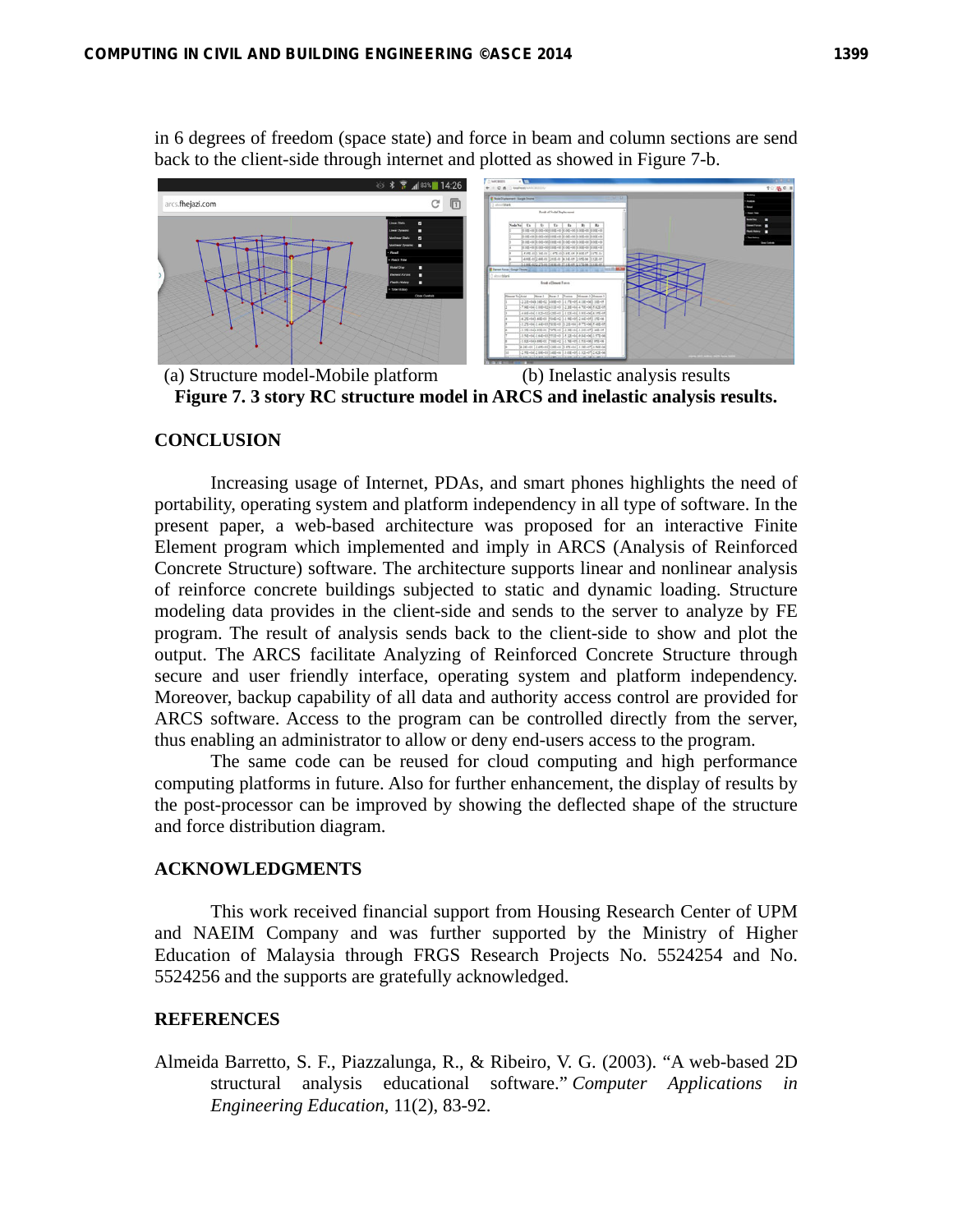in 6 degrees of freedom (space state) and force in beam and column sections are send back to the client-side through internet and plotted as showed in Figure 7-b.

(a) Structure model-Mobile platform (b) Inelastic analysis results

**Figure 7. 3 story RC structure model in ARCS and inelastic analysis results.**

## CONCLUSION

Increasing usage of Internet, PDAs, and smart phones highlights the need of portability, operating system and platform independency in all type of software. In the present paper, a web-based architecture was proposed for an interactive Finite Element program which implemented and imply in ARCS (Analysis of Reinforced Concrete Structure) software. The architecture supports linear and nonlinear analysis of reinforce concrete buildings subjected to static and dynamic loading. Structure modeling data provides in the client-side and sends to the server to analyze by FE program. The result of analysis sends back to the client-side to show and plot the output. The ARCS facilitate Analyzing of Reinforced Concrete Structure through secure and user friendly interface, operating system and platform independency. Moreover, backup capability of all data and authority access control are provided for ARCS software. Access to the program can be controlled directly from the server, thus enabling an administrator to allow or deny end-users access to the program.

The same code can be reused for cloud computing and high performance computing platforms in future. Also for further enhancement, the display of results by the post-processor can be improved by showing the deflected shape of the structure and force distribution diagram.

## ACKNOWLEDGMENTS

This work received financial support from Housing Research Center of UPM and NAEIM Company and was further supported by the Ministry of Higher Education of Malaysia through FRGS Research Projects No. 5524254 and No. 5524256 and the supports are gratefully acknowledged.

## REFERENCES

Almeida Barretto, S. F., Piazzalunga, R., & Ribeiro, V. G. (2003). "A web-based 2D structural analysis educational software." *Computer Applications in Engineering Education*, 11(2), 83-92.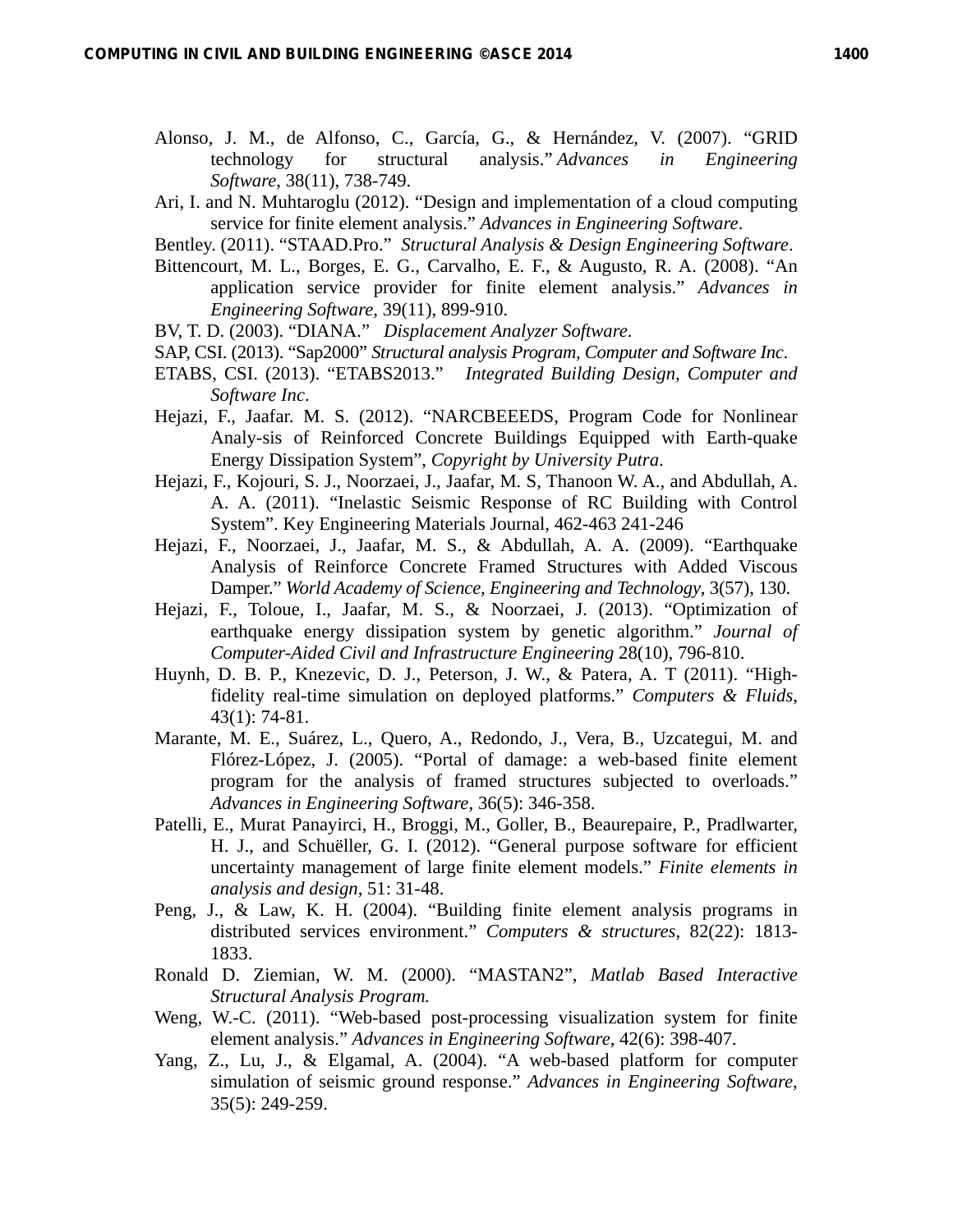Alonso, J. M., de Alfonso, C., García, G., & Hernández, V. (2007). "GRID technology for structural analysis." *Advances in Engineering Software*, 38(11), 738-749.

Ari, I. and N. Muhtaroglu (2012). "Design and implementation of a cloud computing service for finite element analysis." *Advances in Engineering Software*.

Bentley. (2011). "STAAD.Pro." *Structural Analysis & Design Engineering Software*.

Bittencourt, M. L., Borges, E. G., Carvalho, E. F., & Augusto, R. A. (2008). "An application service provider for finite element analysis." *Advances in Engineering Software*, 39(11), 899-910.

BV, T. D. (2003). "DIANA." *Displacement Analyzer Software*.

SAP, CSI. (2013). "Sap2000" *Structural analysis Program, Computer and Software Inc*.

ETABS, CSI. (2013). "ETABS2013." *Integrated Building Design, Computer and Software Inc*.

Hejazi, F., Jaafar. M. S. (2012). "NARCBEEEDS, Program Code for Nonlinear Analy-sis of Reinforced Concrete Buildings Equipped with Earth-quake Energy Dissipation System", *Copyright by University Putra*.

Hejazi, F., Kojouri, S. J., Noorzaei, J., Jaafar, M. S, Thanoon W. A., and Abdullah, A. A. (2011). "Inelastic Seismic Response of RC Building with Control System". Key Engineering Materials Journal, 462-463 241-246

Hejazi, F., Noorzaei, J., Jaafar, M. S., & Abdullah, A. A. (2009). "Earthquake Analysis of Reinforce Concrete Framed Structures with Added Viscous Damper." *World Academy of Science, Engineering and Technology*, 3(57), 130.

Hejazi, F., Toloue, I., Jaafar, M. S., & Noorzaei, J. (2013). "Optimization of earthquake energy dissipation system by genetic algorithm." *Journal of Computer-Aided Civil and Infrastructure Engineering* 28(10), 796-810.

Huynh, D. B. P., Knezevic, D. J., Peterson, J. W., & Patera, A. T (2011). "High-fidelity real-time simulation on deployed platforms." *Computers & Fluids*, 43(1): 74-81.

Marante, M. E., Suárez, L., Quero, A., Redondo, J., Vera, B., Uzcategui, M. and Flórez-López, J. (2005). "Portal of damage: a web-based finite element program for the analysis of framed structures subjected to overloads." *Advances in Engineering Software*, 36(5): 346-358.

Patelli, E., Murat Panayirci, H., Broggi, M., Goller, B., Beaurepaire, P., Pradlwarter, H. J., and Schuëller, G. I. (2012). "General purpose software for efficient uncertainty management of large finite element models." *Finite elements in analysis and design*, 51: 31-48.

Peng, J., & Law, K. H. (2004). "Building finite element analysis programs in distributed services environment." *Computers & structures*, 82(22): 1813-1833.

Ronald D. Ziemian, W. M. (2000). "MASTAN2", *Matlab Based Interactive Structural Analysis Program.*

Weng, W.-C. (2011). "Web-based post-processing visualization system for finite element analysis." *Advances in Engineering Software*, 42(6): 398-407.

Yang, Z., Lu, J., & Elgamal, A. (2004). "A web-based platform for computer simulation of seismic ground response." *Advances in Engineering Software*, 35(5): 249-259.